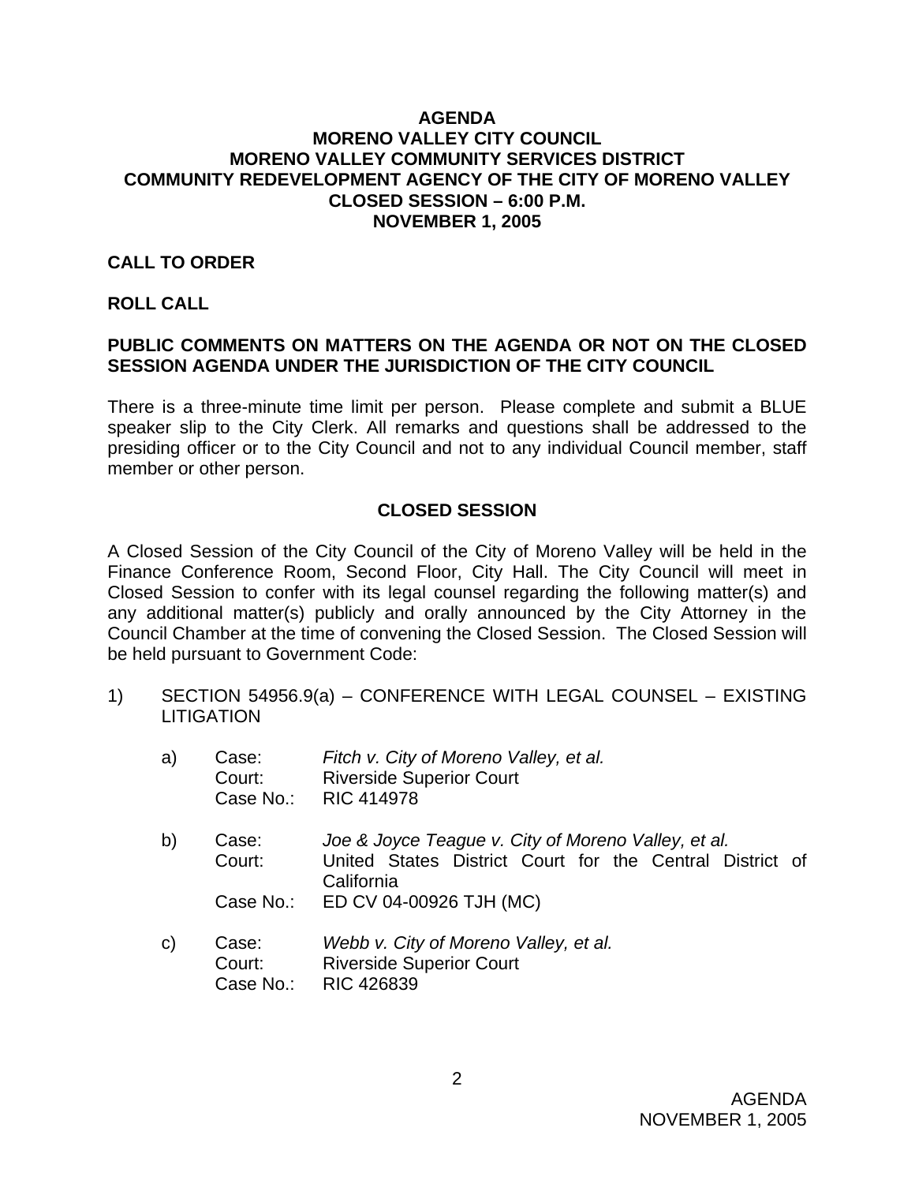# AGENDA
# MORENO VALLEY CITY COUNCIL
# MORENO VALLEY COMMUNITY SERVICES DISTRICT
# COMMUNITY REDEVELOPMENT AGENCY OF THE CITY OF MORENO VALLEY
# CLOSED SESSION – 6:00 P.M.
# NOVEMBER 1, 2005

**CALL TO ORDER**

**ROLL CALL**

**PUBLIC COMMENTS ON MATTERS ON THE AGENDA OR NOT ON THE CLOSED SESSION AGENDA UNDER THE JURISDICTION OF THE CITY COUNCIL**

There is a three-minute time limit per person. Please complete and submit a BLUE speaker slip to the City Clerk. All remarks and questions shall be addressed to the presiding officer or to the City Council and not to any individual Council member, staff member or other person.

## CLOSED SESSION

A Closed Session of the City Council of the City of Moreno Valley will be held in the Finance Conference Room, Second Floor, City Hall. The City Council will meet in Closed Session to confer with its legal counsel regarding the following matter(s) and any additional matter(s) publicly and orally announced by the City Attorney in the Council Chamber at the time of convening the Closed Session. The Closed Session will be held pursuant to Government Code:

1) SECTION 54956.9(a) – CONFERENCE WITH LEGAL COUNSEL – EXISTING LITIGATION

   a) Case: *Fitch v. City of Moreno Valley, et al.*
      Court: Riverside Superior Court
      Case No.: RIC 414978

   b) Case: *Joe & Joyce Teague v. City of Moreno Valley, et al.*
      Court: United States District Court for the Central District of California
      Case No.: ED CV 04-00926 TJH (MC)

   c) Case: *Webb v. City of Moreno Valley, et al.*
      Court: Riverside Superior Court
      Case No.: RIC 426839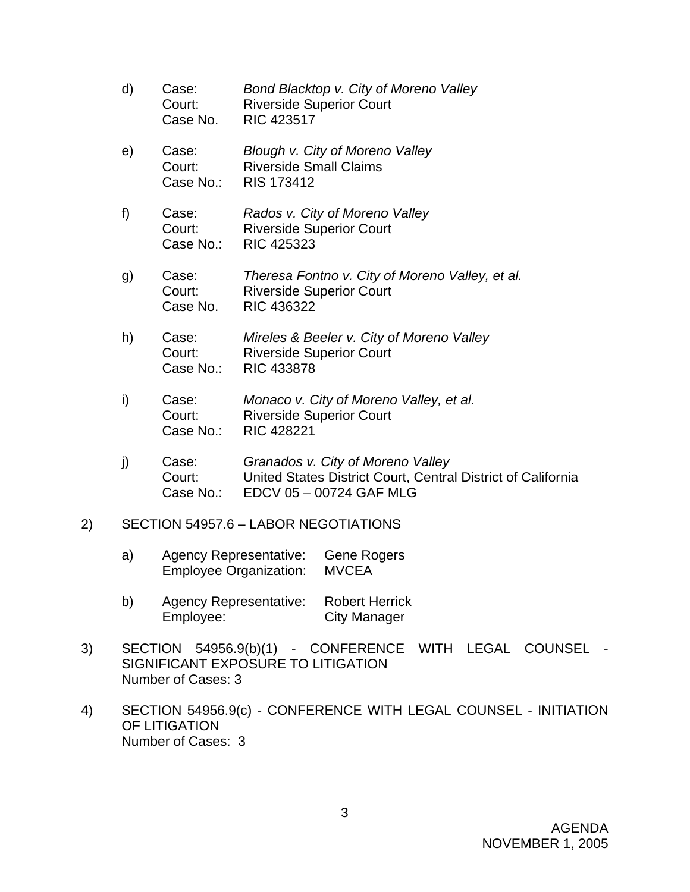d) Case: *Bond Blacktop v. City of Moreno Valley*
   Court: Riverside Superior Court
   Case No. RIC 423517

e) Case: *Blough v. City of Moreno Valley*
   Court: Riverside Small Claims
   Case No.: RIS 173412

f) Case: *Rados v. City of Moreno Valley*
   Court: Riverside Superior Court
   Case No.: RIC 425323

g) Case: *Theresa Fontno v. City of Moreno Valley, et al.*
   Court: Riverside Superior Court
   Case No. RIC 436322

h) Case: *Mireles & Beeler v. City of Moreno Valley*
   Court: Riverside Superior Court
   Case No.: RIC 433878

i) Case: *Monaco v. City of Moreno Valley, et al.*
   Court: Riverside Superior Court
   Case No.: RIC 428221

j) Case: *Granados v. City of Moreno Valley*
   Court: United States District Court, Central District of California
   Case No.: EDCV 05 – 00724 GAF MLG

2) SECTION 54957.6 – LABOR NEGOTIATIONS

   a) Agency Representative: Gene Rogers
      Employee Organization: MVCEA

   b) Agency Representative: Robert Herrick
      Employee: City Manager

3) SECTION 54956.9(b)(1) - CONFERENCE WITH LEGAL COUNSEL - SIGNIFICANT EXPOSURE TO LITIGATION
   Number of Cases: 3

4) SECTION 54956.9(c) - CONFERENCE WITH LEGAL COUNSEL - INITIATION OF LITIGATION
   Number of Cases: 3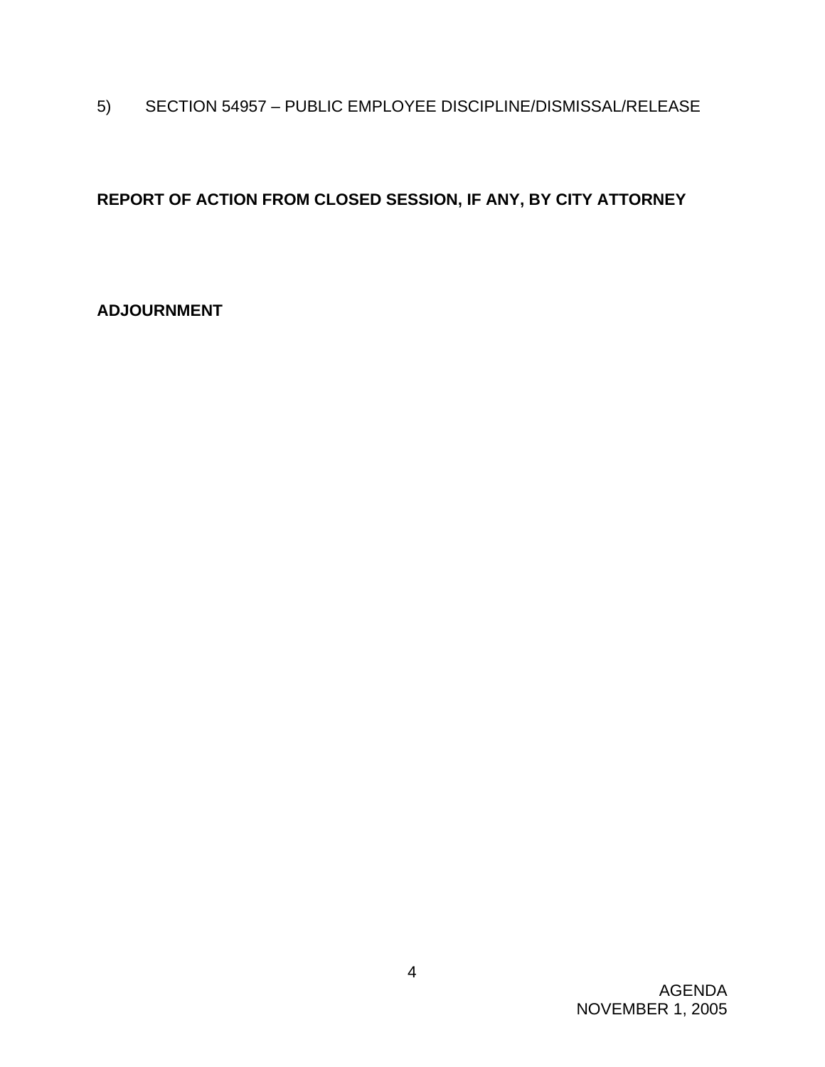5) SECTION 54957 – PUBLIC EMPLOYEE DISCIPLINE/DISMISSAL/RELEASE

**REPORT OF ACTION FROM CLOSED SESSION, IF ANY, BY CITY ATTORNEY**

**ADJOURNMENT**